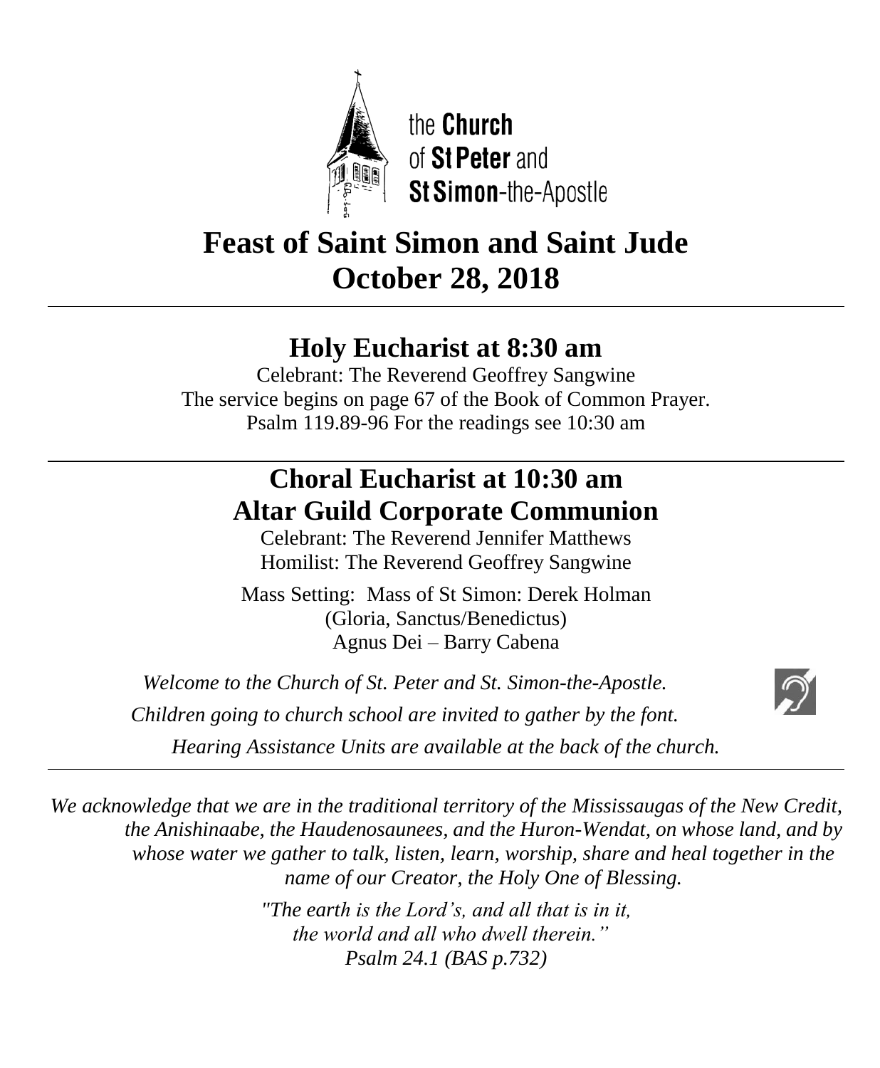the **Church** of **St Peter** and **St Simon**-the-Apostle

# Feast of Saint Simon and Saint Jude
# October 28, 2018

---

## Holy Eucharist at 8:30 am

Celebrant: The Reverend Geoffrey Sangwine
The service begins on page 67 of the Book of Common Prayer.
Psalm 119.89-96 For the readings see 10:30 am

---

## Choral Eucharist at 10:30 am
## Altar Guild Corporate Communion

Celebrant: The Reverend Jennifer Matthews
Homilist: The Reverend Geoffrey Sangwine

Mass Setting: Mass of St Simon: Derek Holman
(Gloria, Sanctus/Benedictus)
Agnus Dei – Barry Cabena

*Welcome to the Church of St. Peter and St. Simon-the-Apostle.*

*Children going to church school are invited to gather by the font.*

*Hearing Assistance Units are available at the back of the church.*

---

*We acknowledge that we are in the traditional territory of the Mississaugas of the New Credit, the Anishinaabe, the Haudenosaunees, and the Huron-Wendat, on whose land, and by whose water we gather to talk, listen, learn, worship, share and heal together in the name of our Creator, the Holy One of Blessing.*

*"The earth is the Lord's, and all that is in it,*
*the world and all who dwell therein."*
*Psalm 24.1 (BAS p.732)*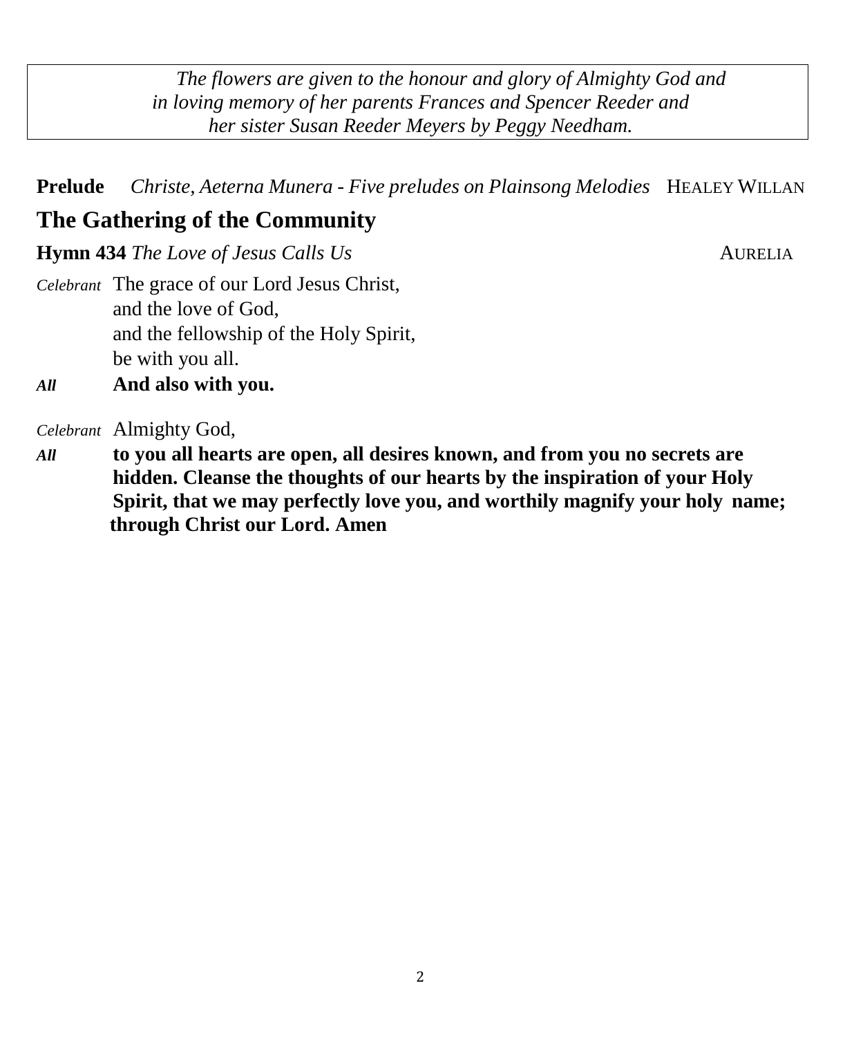*The flowers are given to the honour and glory of Almighty God and in loving memory of her parents Frances and Spencer Reeder and her sister Susan Reeder Meyers by Peggy Needham.*

**Prelude** *Christe, Aeterna Munera - Five preludes on Plainsong Melodies* HEALEY WILLAN

## The Gathering of the Community

**Hymn 434** *The Love of Jesus Calls Us* AURELIA

*Celebrant* The grace of our Lord Jesus Christ,
and the love of God,
and the fellowship of the Holy Spirit,
be with you all.

***All*** **And also with you.**

*Celebrant* Almighty God,

***All*** **to you all hearts are open, all desires known, and from you no secrets are hidden. Cleanse the thoughts of our hearts by the inspiration of your Holy Spirit, that we may perfectly love you, and worthily magnify your holy name; through Christ our Lord. Amen**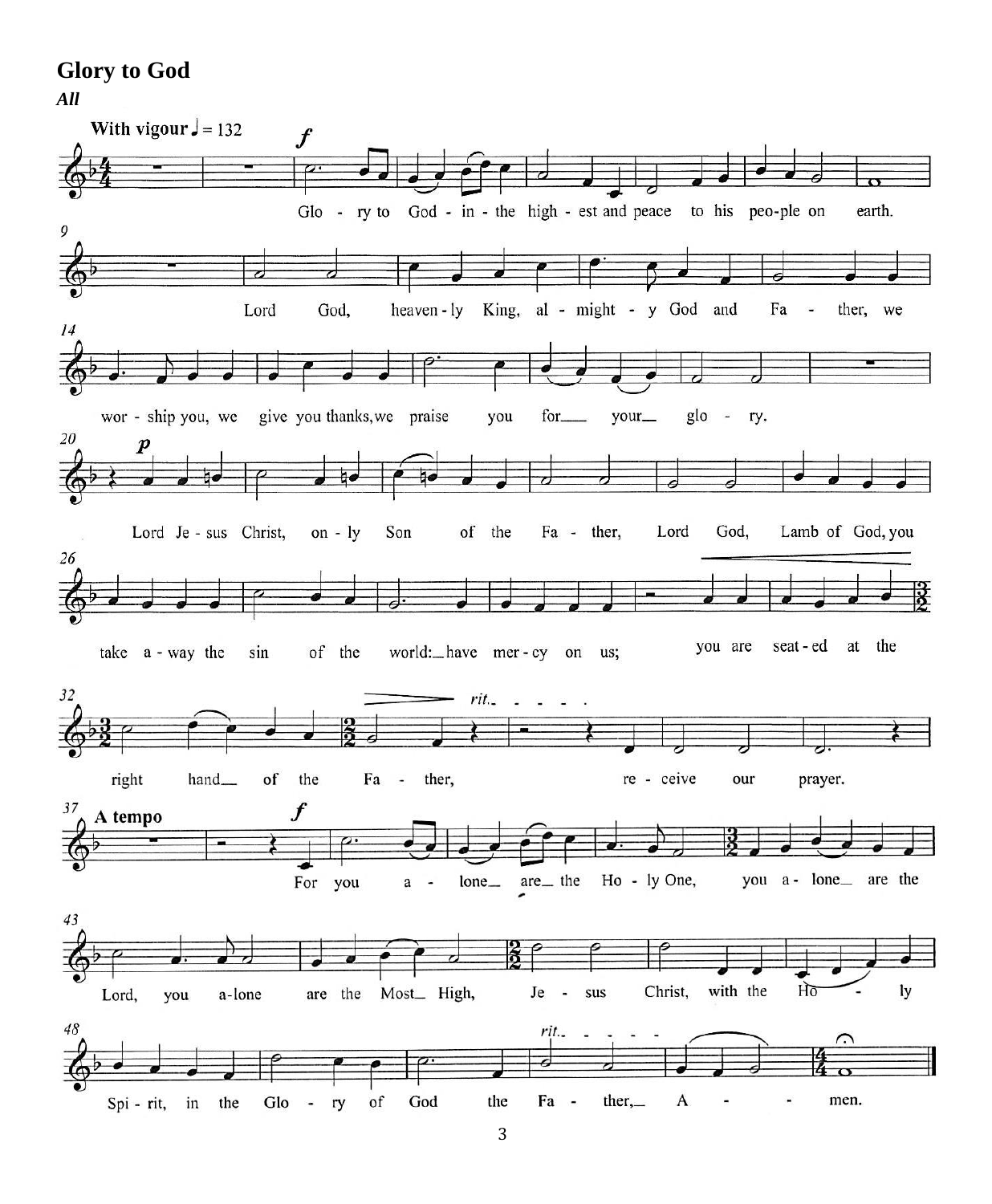## Glory to God

***All***

**With vigour** ♩ = 132

*f*

Glo - ry to God - in - the high - est and peace to his peo-ple on earth.

Lord God, heaven - ly King, al - might - y God and Fa - ther, we wor - ship you, we give you thanks, we praise you for your glo - ry.

*p*

Lord Je - sus Christ, on - ly Son of the Fa - ther, Lord God, Lamb of God, you take a - way the sin of the world: have mer - cy on us; you are seat - ed at the right hand of the Fa - ther, re - ceive our prayer.

*rit.*

**A tempo**

*f*

For you a - lone are the Ho - ly One, you a - lone are the Lord, you a-lone are the Most High, Je - sus Christ, with the Ho - ly Spi - rit, in the Glo - ry of God the Fa - ther, A - - men.

*rit.*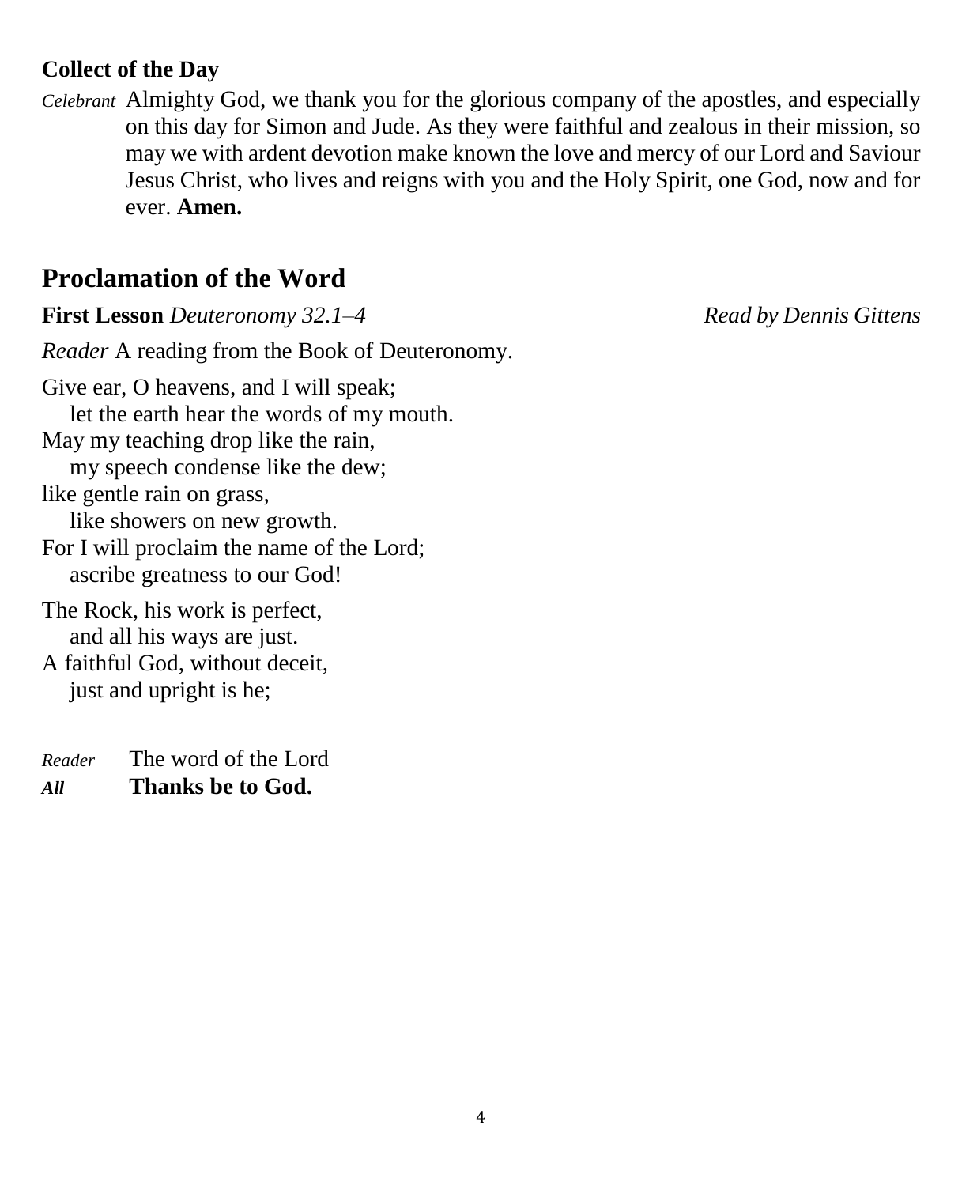**Collect of the Day**

*Celebrant* Almighty God, we thank you for the glorious company of the apostles, and especially on this day for Simon and Jude. As they were faithful and zealous in their mission, so may we with ardent devotion make known the love and mercy of our Lord and Saviour Jesus Christ, who lives and reigns with you and the Holy Spirit, one God, now and for ever. **Amen.**

## Proclamation of the Word

**First Lesson** *Deuteronomy 32.1–4* *Read by Dennis Gittens*

*Reader* A reading from the Book of Deuteronomy.

Give ear, O heavens, and I will speak;
 let the earth hear the words of my mouth.
May my teaching drop like the rain,
 my speech condense like the dew;
like gentle rain on grass,
 like showers on new growth.
For I will proclaim the name of the Lord;
 ascribe greatness to our God!

The Rock, his work is perfect,
 and all his ways are just.
A faithful God, without deceit,
 just and upright is he;

*Reader* The word of the Lord
***All*** **Thanks be to God.**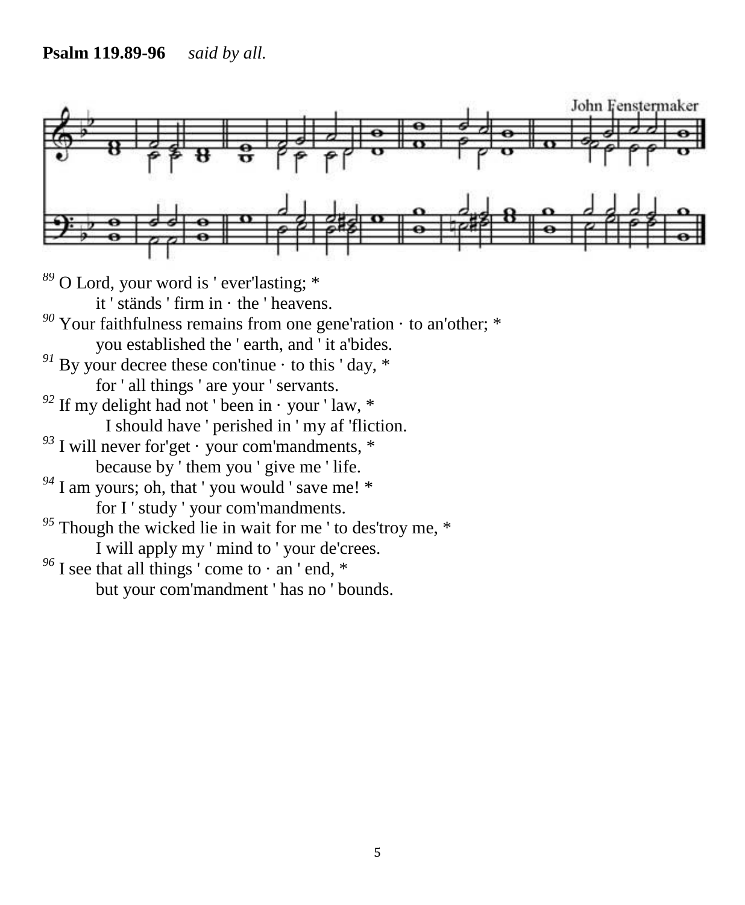**Psalm 119.89-96** *said by all.*

John Fenstermaker

[89] O Lord, your word is ' ever'lasting; *
it ' ständs ' firm in · the ' heavens.
[90] Your faithfulness remains from one gene'ration · to an'other; *
you established the ' earth, and ' it a'bides.
[91] By your decree these con'tinue · to this ' day, *
for ' all things ' are your ' servants.
[92] If my delight had not ' been in · your ' law, *
I should have ' perished in ' my af 'fliction.
[93] I will never for'get · your com'mandments, *
because by ' them you ' give me ' life.
[94] I am yours; oh, that ' you would ' save me! *
for I ' study ' your com'mandments.
[95] Though the wicked lie in wait for me ' to des'troy me, *
I will apply my ' mind to ' your de'crees.
[96] I see that all things ' come to · an ' end, *
but your com'mandment ' has no ' bounds.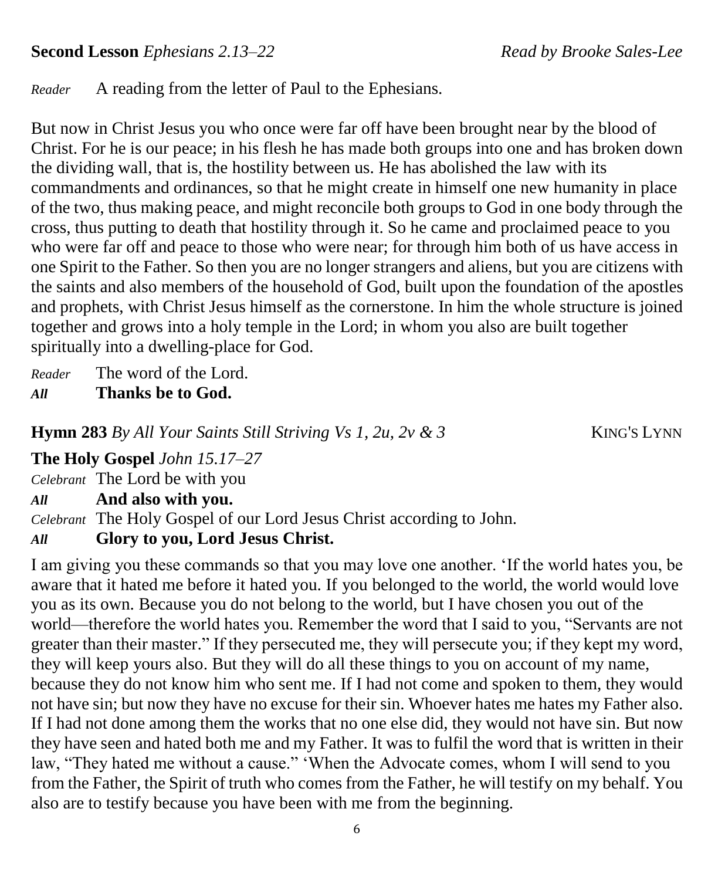**Second Lesson** *Ephesians 2.13–22* *Read by Brooke Sales-Lee*

*Reader* A reading from the letter of Paul to the Ephesians.

But now in Christ Jesus you who once were far off have been brought near by the blood of Christ. For he is our peace; in his flesh he has made both groups into one and has broken down the dividing wall, that is, the hostility between us. He has abolished the law with its commandments and ordinances, so that he might create in himself one new humanity in place of the two, thus making peace, and might reconcile both groups to God in one body through the cross, thus putting to death that hostility through it. So he came and proclaimed peace to you who were far off and peace to those who were near; for through him both of us have access in one Spirit to the Father. So then you are no longer strangers and aliens, but you are citizens with the saints and also members of the household of God, built upon the foundation of the apostles and prophets, with Christ Jesus himself as the cornerstone. In him the whole structure is joined together and grows into a holy temple in the Lord; in whom you also are built together spiritually into a dwelling-place for God.

*Reader* The word of the Lord.
***All*** **Thanks be to God.**

**Hymn 283** *By All Your Saints Still Striving Vs 1, 2u, 2v & 3* KING'S LYNN

**The Holy Gospel** *John 15.17–27*

*Celebrant* The Lord be with you
***All*** **And also with you.**
*Celebrant* The Holy Gospel of our Lord Jesus Christ according to John.
***All*** **Glory to you, Lord Jesus Christ.**

I am giving you these commands so that you may love one another. 'If the world hates you, be aware that it hated me before it hated you. If you belonged to the world, the world would love you as its own. Because you do not belong to the world, but I have chosen you out of the world—therefore the world hates you. Remember the word that I said to you, "Servants are not greater than their master." If they persecuted me, they will persecute you; if they kept my word, they will keep yours also. But they will do all these things to you on account of my name, because they do not know him who sent me. If I had not come and spoken to them, they would not have sin; but now they have no excuse for their sin. Whoever hates me hates my Father also. If I had not done among them the works that no one else did, they would not have sin. But now they have seen and hated both me and my Father. It was to fulfil the word that is written in their law, "They hated me without a cause." 'When the Advocate comes, whom I will send to you from the Father, the Spirit of truth who comes from the Father, he will testify on my behalf. You also are to testify because you have been with me from the beginning.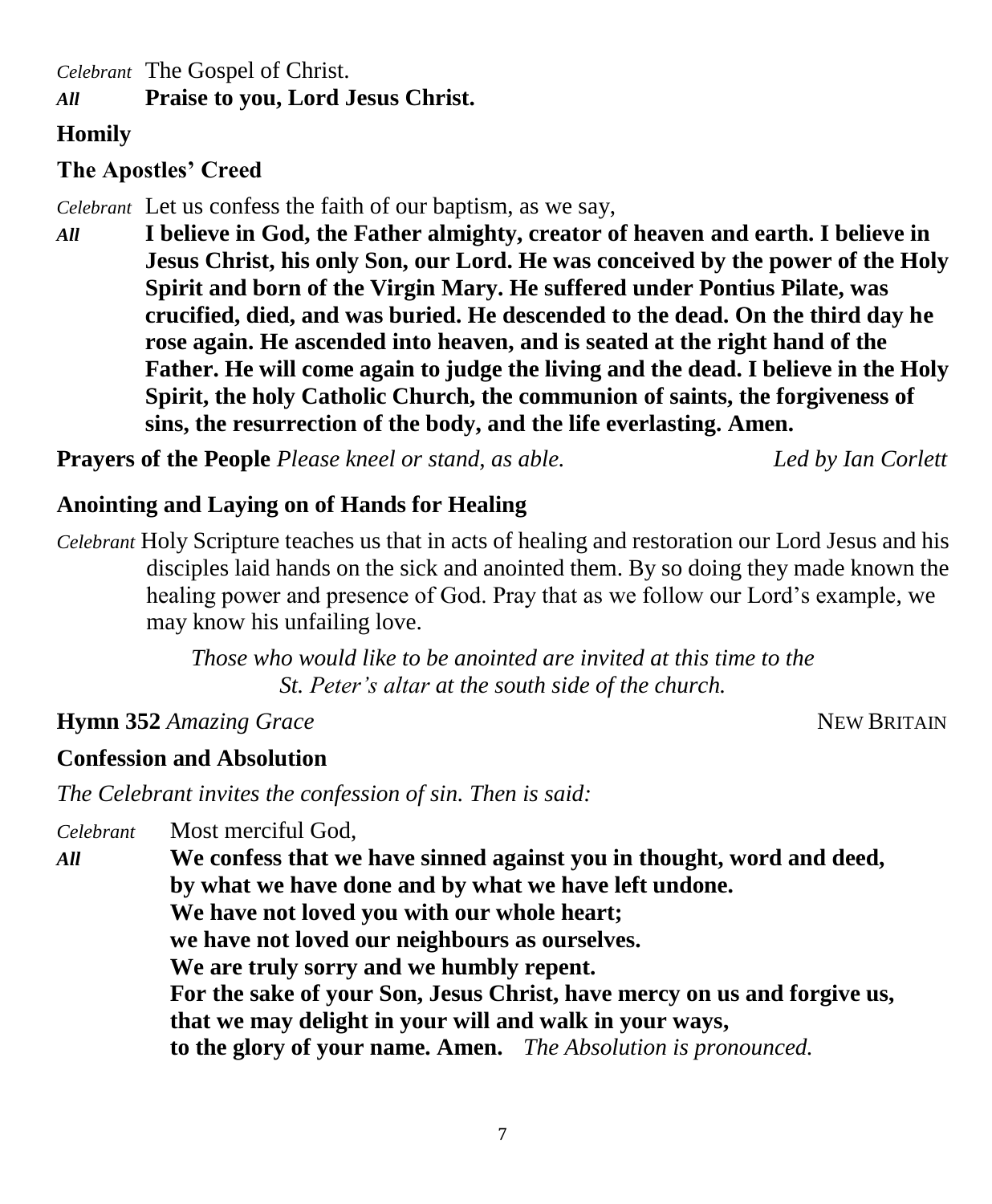*Celebrant* The Gospel of Christ.
***All*** **Praise to you, Lord Jesus Christ.**

**Homily**

**The Apostles' Creed**

*Celebrant* Let us confess the faith of our baptism, as we say,
***All*** **I believe in God, the Father almighty, creator of heaven and earth. I believe in Jesus Christ, his only Son, our Lord. He was conceived by the power of the Holy Spirit and born of the Virgin Mary. He suffered under Pontius Pilate, was crucified, died, and was buried. He descended to the dead. On the third day he rose again. He ascended into heaven, and is seated at the right hand of the Father. He will come again to judge the living and the dead. I believe in the Holy Spirit, the holy Catholic Church, the communion of saints, the forgiveness of sins, the resurrection of the body, and the life everlasting. Amen.**

**Prayers of the People** *Please kneel or stand, as able.* *Led by Ian Corlett*

**Anointing and Laying on of Hands for Healing**

*Celebrant* Holy Scripture teaches us that in acts of healing and restoration our Lord Jesus and his disciples laid hands on the sick and anointed them. By so doing they made known the healing power and presence of God. Pray that as we follow our Lord's example, we may know his unfailing love.

*Those who would like to be anointed are invited at this time to the St. Peter's altar at the south side of the church.*

**Hymn 352** *Amazing Grace* NEW BRITAIN

**Confession and Absolution**

*The Celebrant invites the confession of sin. Then is said:*

*Celebrant* Most merciful God,
***All*** **We confess that we have sinned against you in thought, word and deed,**
**by what we have done and by what we have left undone.**
**We have not loved you with our whole heart;**
**we have not loved our neighbours as ourselves.**
**We are truly sorry and we humbly repent.**
**For the sake of your Son, Jesus Christ, have mercy on us and forgive us,**
**that we may delight in your will and walk in your ways,**
**to the glory of your name. Amen.** *The Absolution is pronounced.*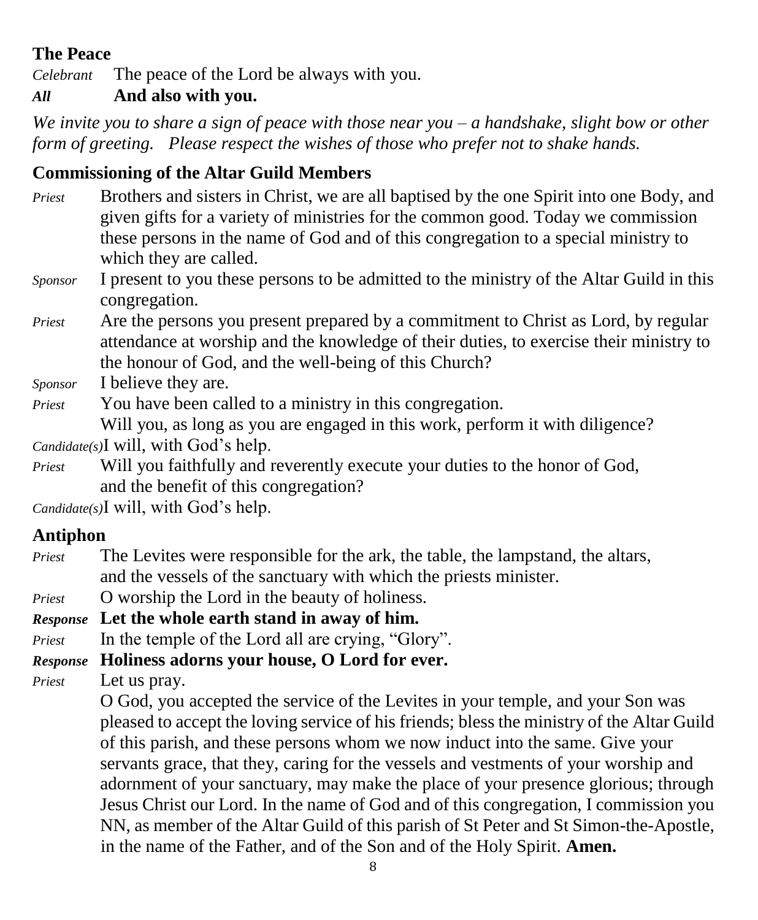## The Peace

*Celebrant* The peace of the Lord be always with you.

***All*** **And also with you.**

*We invite you to share a sign of peace with those near you – a handshake, slight bow or other form of greeting. Please respect the wishes of those who prefer not to shake hands.*

## Commissioning of the Altar Guild Members

*Priest* Brothers and sisters in Christ, we are all baptised by the one Spirit into one Body, and given gifts for a variety of ministries for the common good. Today we commission these persons in the name of God and of this congregation to a special ministry to which they are called.

*Sponsor* I present to you these persons to be admitted to the ministry of the Altar Guild in this congregation.

*Priest* Are the persons you present prepared by a commitment to Christ as Lord, by regular attendance at worship and the knowledge of their duties, to exercise their ministry to the honour of God, and the well-being of this Church?

*Sponsor* I believe they are.

*Priest* You have been called to a ministry in this congregation.
Will you, as long as you are engaged in this work, perform it with diligence?

*Candidate(s)* I will, with God's help.

*Priest* Will you faithfully and reverently execute your duties to the honor of God, and the benefit of this congregation?

*Candidate(s)* I will, with God's help.

## Antiphon

*Priest* The Levites were responsible for the ark, the table, the lampstand, the altars, and the vessels of the sanctuary with which the priests minister.

*Priest* O worship the Lord in the beauty of holiness.

***Response*** **Let the whole earth stand in away of him.**

*Priest* In the temple of the Lord all are crying, "Glory".

***Response*** **Holiness adorns your house, O Lord for ever.**

*Priest* Let us pray.
O God, you accepted the service of the Levites in your temple, and your Son was pleased to accept the loving service of his friends; bless the ministry of the Altar Guild of this parish, and these persons whom we now induct into the same. Give your servants grace, that they, caring for the vessels and vestments of your worship and adornment of your sanctuary, may make the place of your presence glorious; through Jesus Christ our Lord. In the name of God and of this congregation, I commission you NN, as member of the Altar Guild of this parish of St Peter and St Simon-the-Apostle, in the name of the Father, and of the Son and of the Holy Spirit. **Amen.**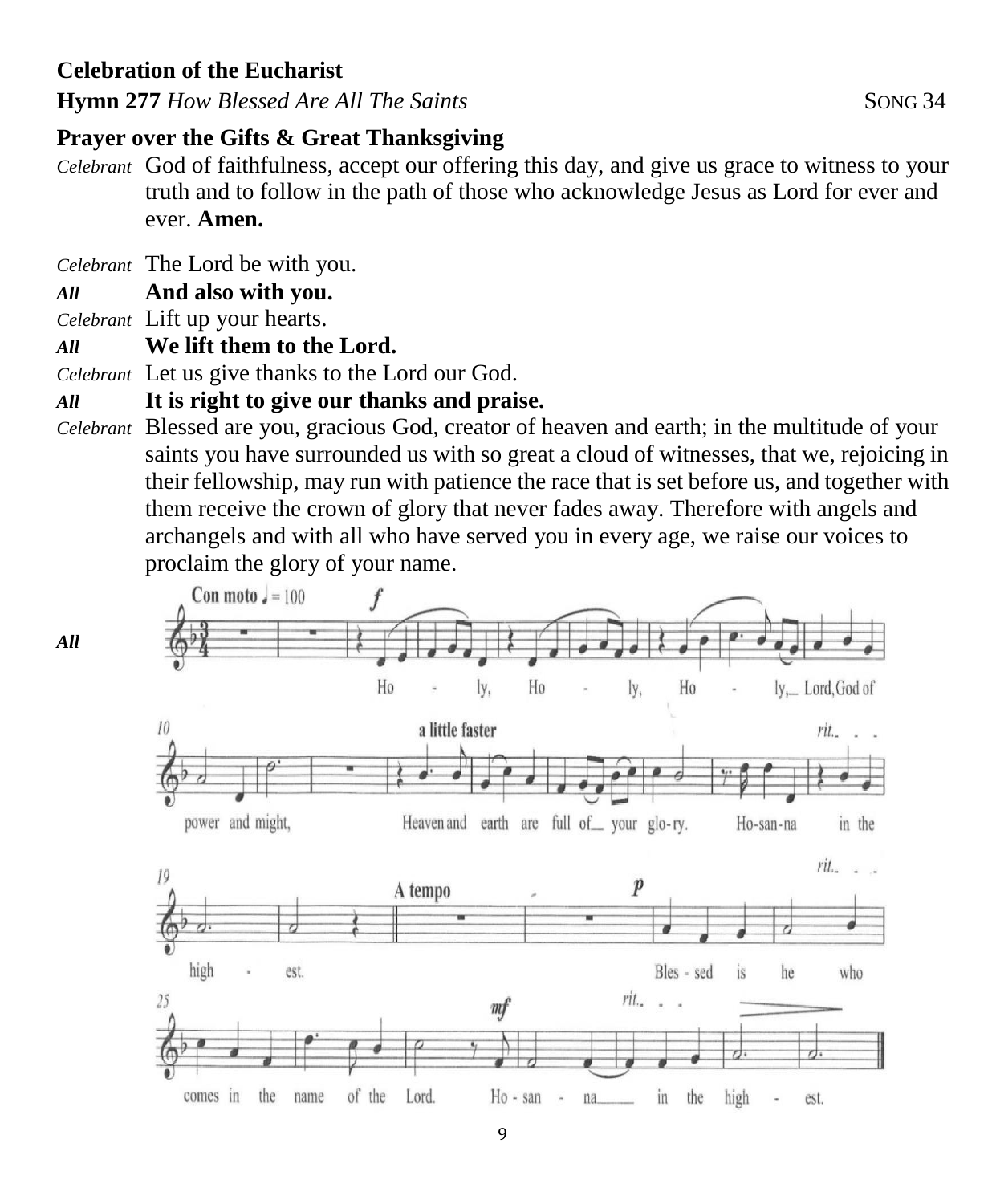**Celebration of the Eucharist**

**Hymn 277** *How Blessed Are All The Saints* SONG 34

**Prayer over the Gifts & Great Thanksgiving**

*Celebrant* God of faithfulness, accept our offering this day, and give us grace to witness to your truth and to follow in the path of those who acknowledge Jesus as Lord for ever and ever. **Amen.**

*Celebrant* The Lord be with you.

***All*** **And also with you.**

*Celebrant* Lift up your hearts.

***All*** **We lift them to the Lord.**

*Celebrant* Let us give thanks to the Lord our God.

***All*** **It is right to give our thanks and praise.**

*Celebrant* Blessed are you, gracious God, creator of heaven and earth; in the multitude of your saints you have surrounded us with so great a cloud of witnesses, that we, rejoicing in their fellowship, may run with patience the race that is set before us, and together with them receive the crown of glory that never fades away. Therefore with angels and archangels and with all who have served you in every age, we raise our voices to proclaim the glory of your name.

***All***

Con moto ♩ = 100

Holy, Holy, Holy, Lord, God of power and might,

a little faster

Heaven and earth are full of your glory. Hosanna in the highest.

A tempo

Blessed is he who comes in the name of the Lord. Hosanna in the highest.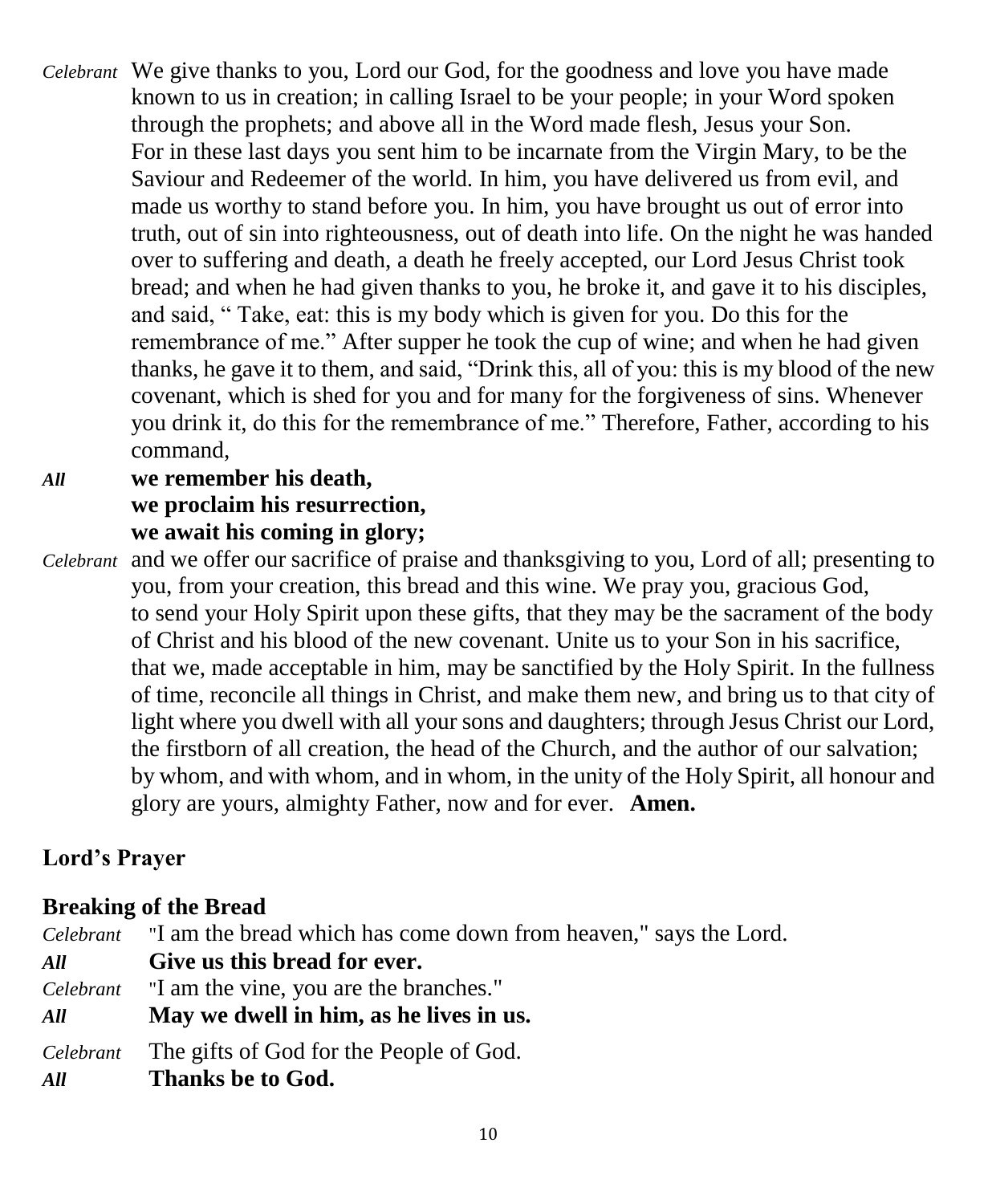*Celebrant* We give thanks to you, Lord our God, for the goodness and love you have made known to us in creation; in calling Israel to be your people; in your Word spoken through the prophets; and above all in the Word made flesh, Jesus your Son. For in these last days you sent him to be incarnate from the Virgin Mary, to be the Saviour and Redeemer of the world. In him, you have delivered us from evil, and made us worthy to stand before you. In him, you have brought us out of error into truth, out of sin into righteousness, out of death into life. On the night he was handed over to suffering and death, a death he freely accepted, our Lord Jesus Christ took bread; and when he had given thanks to you, he broke it, and gave it to his disciples, and said, " Take, eat: this is my body which is given for you. Do this for the remembrance of me." After supper he took the cup of wine; and when he had given thanks, he gave it to them, and said, "Drink this, all of you: this is my blood of the new covenant, which is shed for you and for many for the forgiveness of sins. Whenever you drink it, do this for the remembrance of me." Therefore, Father, according to his command,

***All*** **we remember his death,**
**we proclaim his resurrection,**
**we await his coming in glory;**

*Celebrant* and we offer our sacrifice of praise and thanksgiving to you, Lord of all; presenting to you, from your creation, this bread and this wine. We pray you, gracious God, to send your Holy Spirit upon these gifts, that they may be the sacrament of the body of Christ and his blood of the new covenant. Unite us to your Son in his sacrifice, that we, made acceptable in him, may be sanctified by the Holy Spirit. In the fullness of time, reconcile all things in Christ, and make them new, and bring us to that city of light where you dwell with all your sons and daughters; through Jesus Christ our Lord, the firstborn of all creation, the head of the Church, and the author of our salvation; by whom, and with whom, and in whom, in the unity of the Holy Spirit, all honour and glory are yours, almighty Father, now and for ever. **Amen.**

## Lord's Prayer

## Breaking of the Bread

*Celebrant* "I am the bread which has come down from heaven," says the Lord.

***All*** **Give us this bread for ever.**

*Celebrant* "I am the vine, you are the branches."

***All*** **May we dwell in him, as he lives in us.**

*Celebrant* The gifts of God for the People of God.

***All*** **Thanks be to God.**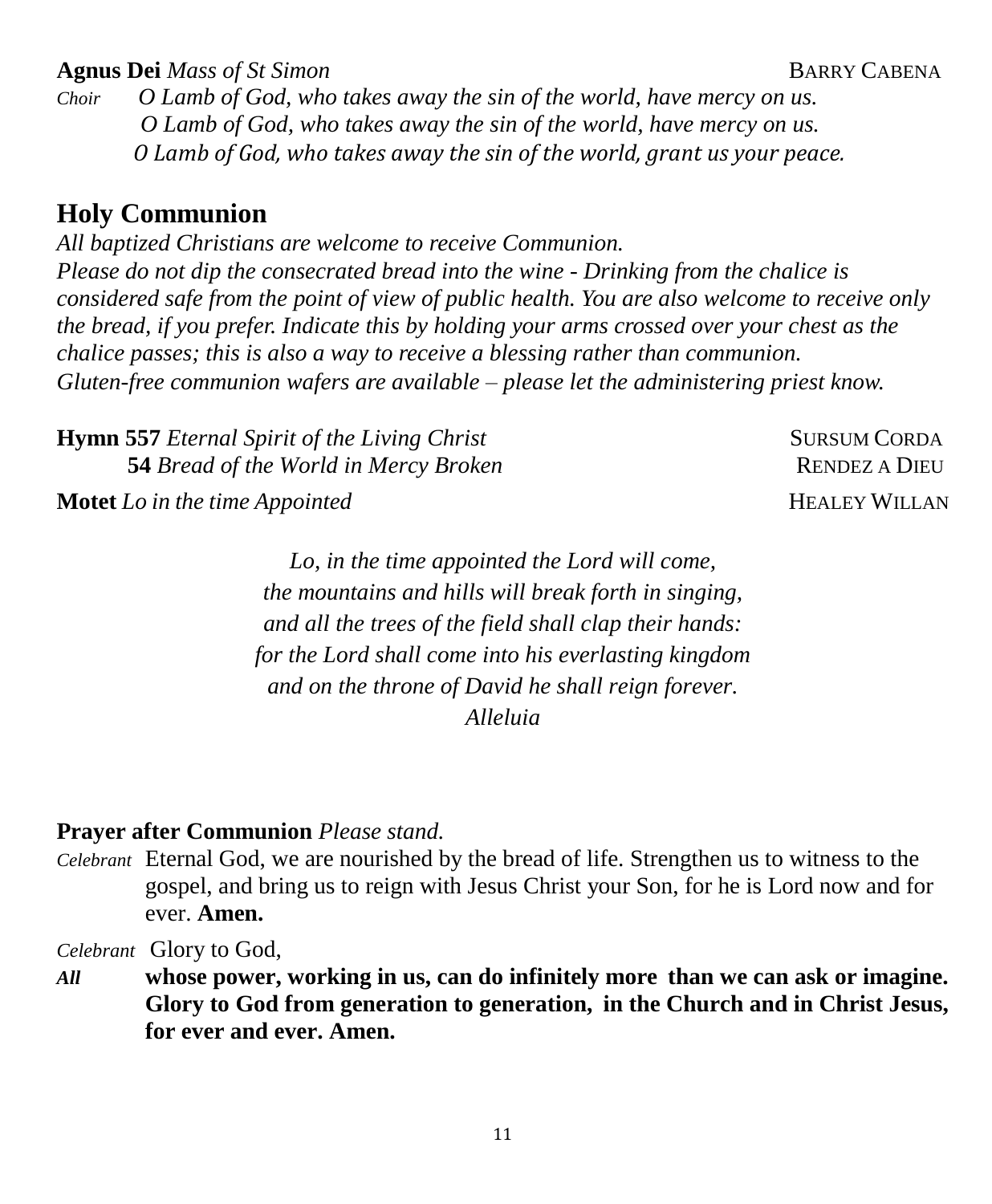**Agnus Dei** *Mass of St Simon* BARRY CABENA

*Choir* *O Lamb of God, who takes away the sin of the world, have mercy on us.*
*O Lamb of God, who takes away the sin of the world, have mercy on us.*
*O Lamb of God, who takes away the sin of the world, grant us your peace.*

## Holy Communion

*All baptized Christians are welcome to receive Communion.*
*Please do not dip the consecrated bread into the wine - Drinking from the chalice is considered safe from the point of view of public health. You are also welcome to receive only the bread, if you prefer. Indicate this by holding your arms crossed over your chest as the chalice passes; this is also a way to receive a blessing rather than communion.*
*Gluten-free communion wafers are available – please let the administering priest know.*

**Hymn 557** *Eternal Spirit of the Living Christ* SURSUM CORDA
**54** *Bread of the World in Mercy Broken* RENDEZ A DIEU

**Motet** *Lo in the time Appointed* HEALEY WILLAN

*Lo, in the time appointed the Lord will come,*
*the mountains and hills will break forth in singing,*
*and all the trees of the field shall clap their hands:*
*for the Lord shall come into his everlasting kingdom*
*and on the throne of David he shall reign forever.*
*Alleluia*

**Prayer after Communion** *Please stand.*

*Celebrant* Eternal God, we are nourished by the bread of life. Strengthen us to witness to the gospel, and bring us to reign with Jesus Christ your Son, for he is Lord now and for ever. **Amen.**

*Celebrant* Glory to God,

***All*** **whose power, working in us, can do infinitely more than we can ask or imagine. Glory to God from generation to generation, in the Church and in Christ Jesus, for ever and ever. Amen.**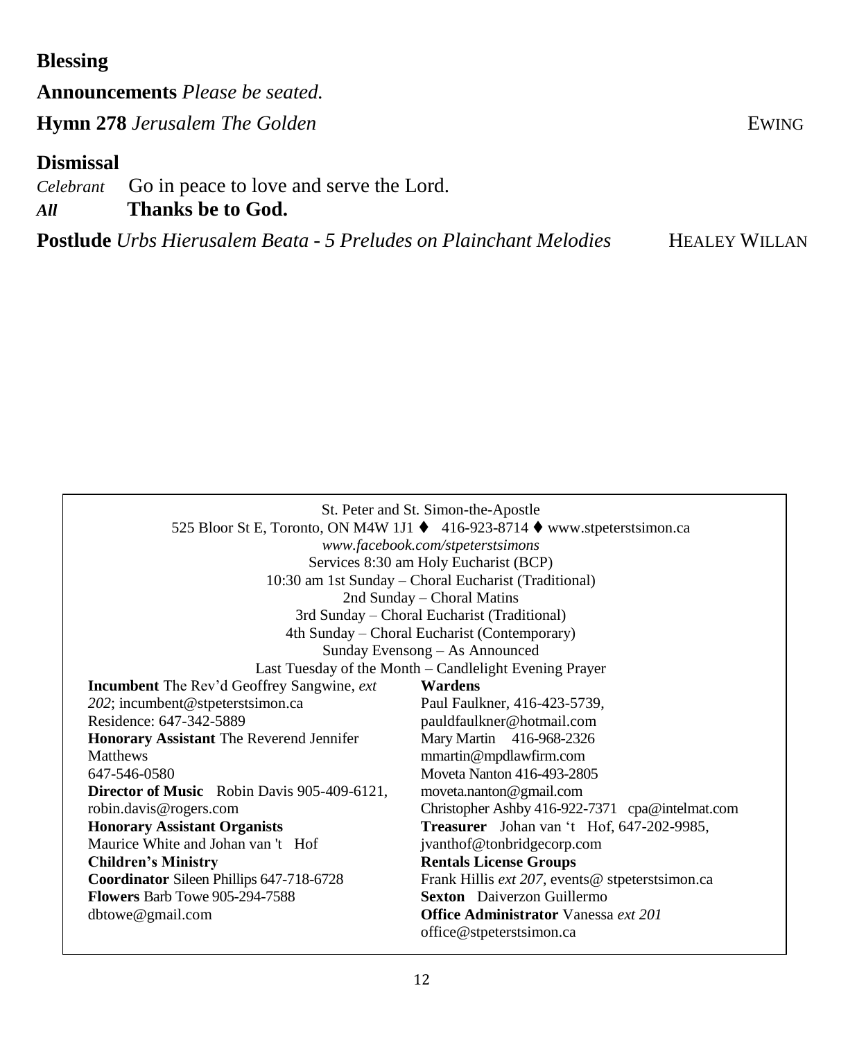**Blessing**

**Announcements** *Please be seated.*

**Hymn 278** *Jerusalem The Golden* EWING

**Dismissal**

*Celebrant* Go in peace to love and serve the Lord.

***All*** **Thanks be to God.**

**Postlude** *Urbs Hierusalem Beata - 5 Preludes on Plainchant Melodies* HEALEY WILLAN

St. Peter and St. Simon-the-Apostle
525 Bloor St E, Toronto, ON M4W 1J1 ♦ 416-923-8714 ♦ www.stpeterstsimon.ca
*www.facebook.com/stpeterstsimons*
Services 8:30 am Holy Eucharist (BCP)
10:30 am 1st Sunday – Choral Eucharist (Traditional)
2nd Sunday – Choral Matins
3rd Sunday – Choral Eucharist (Traditional)
4th Sunday – Choral Eucharist (Contemporary)
Sunday Evensong – As Announced
Last Tuesday of the Month – Candlelight Evening Prayer

**Incumbent** The Rev'd Geoffrey Sangwine, *ext 202*; incumbent@stpeterstsimon.ca
Residence: 647-342-5889
**Honorary Assistant** The Reverend Jennifer Matthews
647-546-0580
**Director of Music** Robin Davis 905-409-6121, robin.davis@rogers.com
**Honorary Assistant Organists**
Maurice White and Johan van 't Hof
**Children's Ministry**
**Coordinator** Sileen Phillips 647-718-6728
**Flowers** Barb Towe 905-294-7588
dbtowe@gmail.com

**Wardens**
Paul Faulkner, 416-423-5739, pauldfaulkner@hotmail.com
Mary Martin 416-968-2326
mmartin@mpdlawfirm.com
Moveta Nanton 416-493-2805
moveta.nanton@gmail.com
Christopher Ashby 416-922-7371 cpa@intelmat.com
**Treasurer** Johan van 't Hof, 647-202-9985, jvanthof@tonbridgecorp.com
**Rentals License Groups**
Frank Hillis *ext 207*, events@ stpeterstsimon.ca
**Sexton** Daiverzon Guillermo
**Office Administrator** Vanessa *ext 201*
office@stpeterstsimon.ca